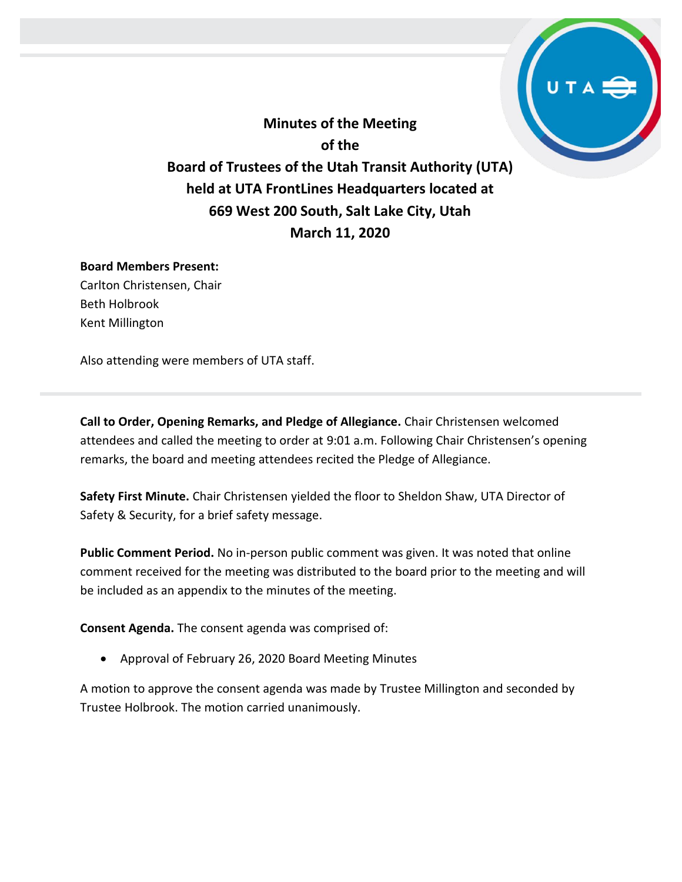# Minutes of the Meeting of the Board of Trustees of the Utah Transit Authority (UTA) held at UTA FrontLines Headquarters located at 669 West 200 South, Salt Lake City, Utah March 11, 2020

**Board Members Present:**
Carlton Christensen, Chair
Beth Holbrook
Kent Millington

Also attending were members of UTA staff.

**Call to Order, Opening Remarks, and Pledge of Allegiance.** Chair Christensen welcomed attendees and called the meeting to order at 9:01 a.m. Following Chair Christensen's opening remarks, the board and meeting attendees recited the Pledge of Allegiance.

**Safety First Minute.** Chair Christensen yielded the floor to Sheldon Shaw, UTA Director of Safety & Security, for a brief safety message.

**Public Comment Period.** No in-person public comment was given. It was noted that online comment received for the meeting was distributed to the board prior to the meeting and will be included as an appendix to the minutes of the meeting.

**Consent Agenda.** The consent agenda was comprised of:

- Approval of February 26, 2020 Board Meeting Minutes

A motion to approve the consent agenda was made by Trustee Millington and seconded by Trustee Holbrook. The motion carried unanimously.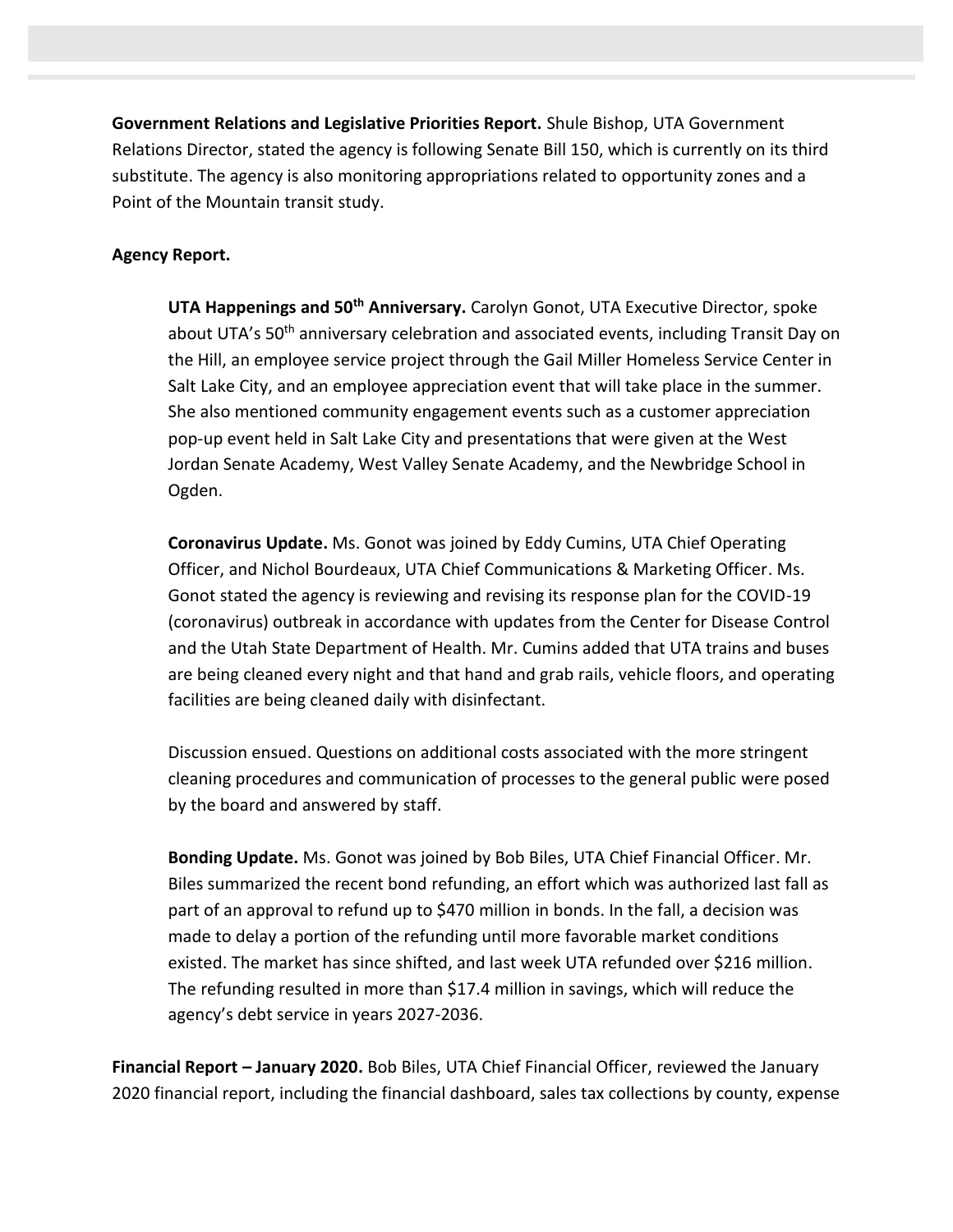**Government Relations and Legislative Priorities Report.** Shule Bishop, UTA Government Relations Director, stated the agency is following Senate Bill 150, which is currently on its third substitute. The agency is also monitoring appropriations related to opportunity zones and a Point of the Mountain transit study.

**Agency Report.**

**UTA Happenings and 50th Anniversary.** Carolyn Gonot, UTA Executive Director, spoke about UTA's 50th anniversary celebration and associated events, including Transit Day on the Hill, an employee service project through the Gail Miller Homeless Service Center in Salt Lake City, and an employee appreciation event that will take place in the summer. She also mentioned community engagement events such as a customer appreciation pop-up event held in Salt Lake City and presentations that were given at the West Jordan Senate Academy, West Valley Senate Academy, and the Newbridge School in Ogden.

**Coronavirus Update.** Ms. Gonot was joined by Eddy Cumins, UTA Chief Operating Officer, and Nichol Bourdeaux, UTA Chief Communications & Marketing Officer. Ms. Gonot stated the agency is reviewing and revising its response plan for the COVID-19 (coronavirus) outbreak in accordance with updates from the Center for Disease Control and the Utah State Department of Health. Mr. Cumins added that UTA trains and buses are being cleaned every night and that hand and grab rails, vehicle floors, and operating facilities are being cleaned daily with disinfectant.

Discussion ensued. Questions on additional costs associated with the more stringent cleaning procedures and communication of processes to the general public were posed by the board and answered by staff.

**Bonding Update.** Ms. Gonot was joined by Bob Biles, UTA Chief Financial Officer. Mr. Biles summarized the recent bond refunding, an effort which was authorized last fall as part of an approval to refund up to $470 million in bonds. In the fall, a decision was made to delay a portion of the refunding until more favorable market conditions existed. The market has since shifted, and last week UTA refunded over $216 million. The refunding resulted in more than $17.4 million in savings, which will reduce the agency's debt service in years 2027-2036.

**Financial Report – January 2020.** Bob Biles, UTA Chief Financial Officer, reviewed the January 2020 financial report, including the financial dashboard, sales tax collections by county, expense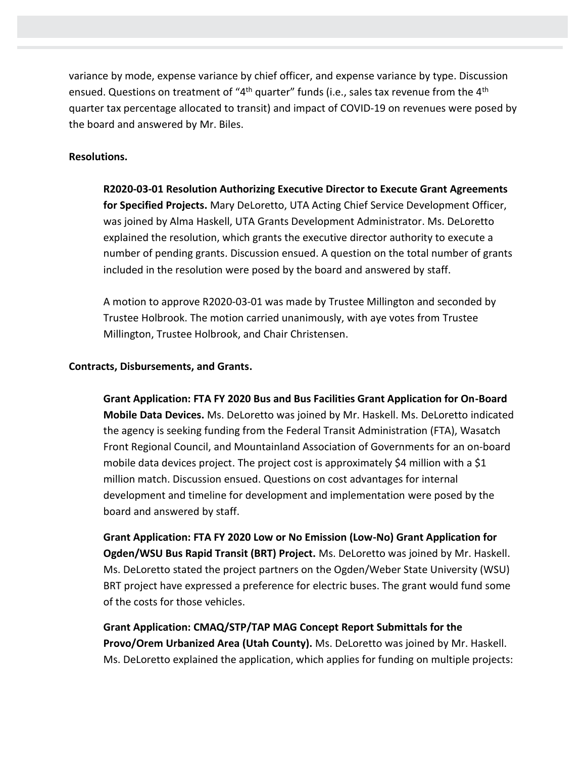variance by mode, expense variance by chief officer, and expense variance by type. Discussion ensued. Questions on treatment of "4th quarter" funds (i.e., sales tax revenue from the 4th quarter tax percentage allocated to transit) and impact of COVID-19 on revenues were posed by the board and answered by Mr. Biles.

**Resolutions.**

**R2020-03-01 Resolution Authorizing Executive Director to Execute Grant Agreements for Specified Projects.** Mary DeLoretto, UTA Acting Chief Service Development Officer, was joined by Alma Haskell, UTA Grants Development Administrator. Ms. DeLoretto explained the resolution, which grants the executive director authority to execute a number of pending grants. Discussion ensued. A question on the total number of grants included in the resolution were posed by the board and answered by staff.

A motion to approve R2020-03-01 was made by Trustee Millington and seconded by Trustee Holbrook. The motion carried unanimously, with aye votes from Trustee Millington, Trustee Holbrook, and Chair Christensen.

**Contracts, Disbursements, and Grants.**

**Grant Application: FTA FY 2020 Bus and Bus Facilities Grant Application for On-Board Mobile Data Devices.** Ms. DeLoretto was joined by Mr. Haskell. Ms. DeLoretto indicated the agency is seeking funding from the Federal Transit Administration (FTA), Wasatch Front Regional Council, and Mountainland Association of Governments for an on-board mobile data devices project. The project cost is approximately $4 million with a $1 million match. Discussion ensued. Questions on cost advantages for internal development and timeline for development and implementation were posed by the board and answered by staff.

**Grant Application: FTA FY 2020 Low or No Emission (Low-No) Grant Application for Ogden/WSU Bus Rapid Transit (BRT) Project.** Ms. DeLoretto was joined by Mr. Haskell. Ms. DeLoretto stated the project partners on the Ogden/Weber State University (WSU) BRT project have expressed a preference for electric buses. The grant would fund some of the costs for those vehicles.

**Grant Application: CMAQ/STP/TAP MAG Concept Report Submittals for the Provo/Orem Urbanized Area (Utah County).** Ms. DeLoretto was joined by Mr. Haskell. Ms. DeLoretto explained the application, which applies for funding on multiple projects: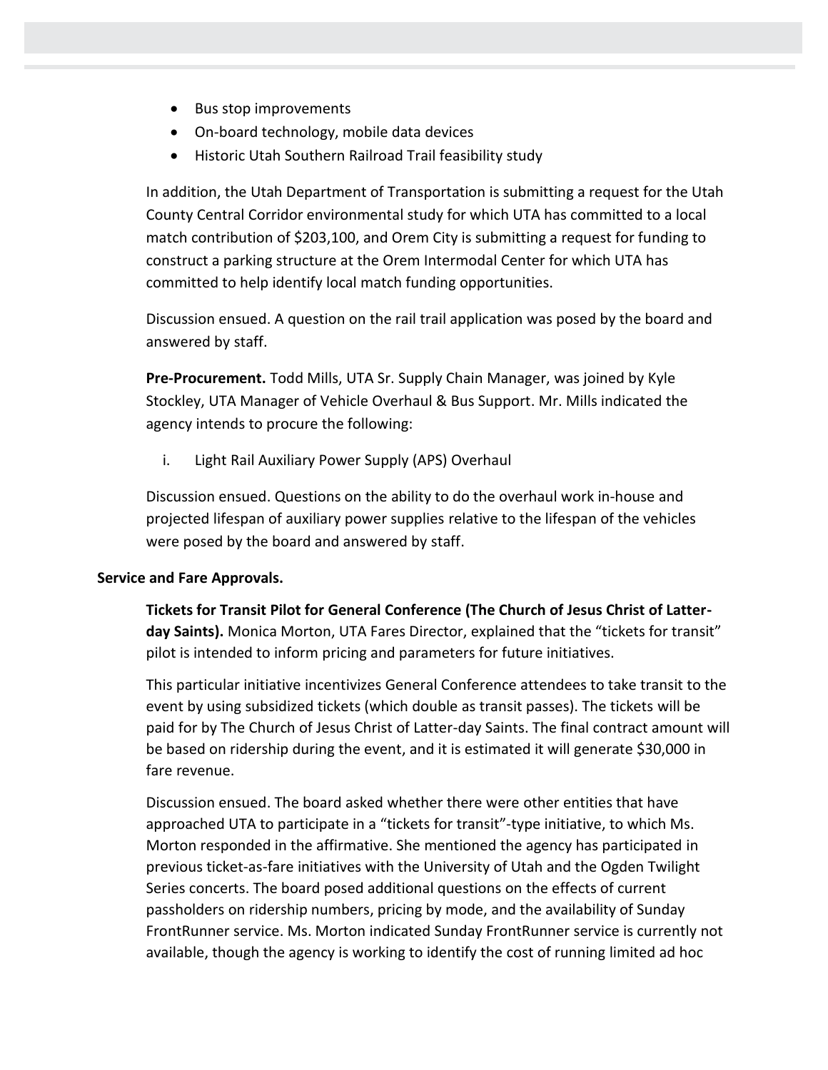- Bus stop improvements
- On-board technology, mobile data devices
- Historic Utah Southern Railroad Trail feasibility study

In addition, the Utah Department of Transportation is submitting a request for the Utah County Central Corridor environmental study for which UTA has committed to a local match contribution of $203,100, and Orem City is submitting a request for funding to construct a parking structure at the Orem Intermodal Center for which UTA has committed to help identify local match funding opportunities.

Discussion ensued. A question on the rail trail application was posed by the board and answered by staff.

**Pre-Procurement.** Todd Mills, UTA Sr. Supply Chain Manager, was joined by Kyle Stockley, UTA Manager of Vehicle Overhaul & Bus Support. Mr. Mills indicated the agency intends to procure the following:

i. Light Rail Auxiliary Power Supply (APS) Overhaul

Discussion ensued. Questions on the ability to do the overhaul work in-house and projected lifespan of auxiliary power supplies relative to the lifespan of the vehicles were posed by the board and answered by staff.

**Service and Fare Approvals.**

**Tickets for Transit Pilot for General Conference (The Church of Jesus Christ of Latter-day Saints).** Monica Morton, UTA Fares Director, explained that the "tickets for transit" pilot is intended to inform pricing and parameters for future initiatives.

This particular initiative incentivizes General Conference attendees to take transit to the event by using subsidized tickets (which double as transit passes). The tickets will be paid for by The Church of Jesus Christ of Latter-day Saints. The final contract amount will be based on ridership during the event, and it is estimated it will generate $30,000 in fare revenue.

Discussion ensued. The board asked whether there were other entities that have approached UTA to participate in a "tickets for transit"-type initiative, to which Ms. Morton responded in the affirmative. She mentioned the agency has participated in previous ticket-as-fare initiatives with the University of Utah and the Ogden Twilight Series concerts. The board posed additional questions on the effects of current passholders on ridership numbers, pricing by mode, and the availability of Sunday FrontRunner service. Ms. Morton indicated Sunday FrontRunner service is currently not available, though the agency is working to identify the cost of running limited ad hoc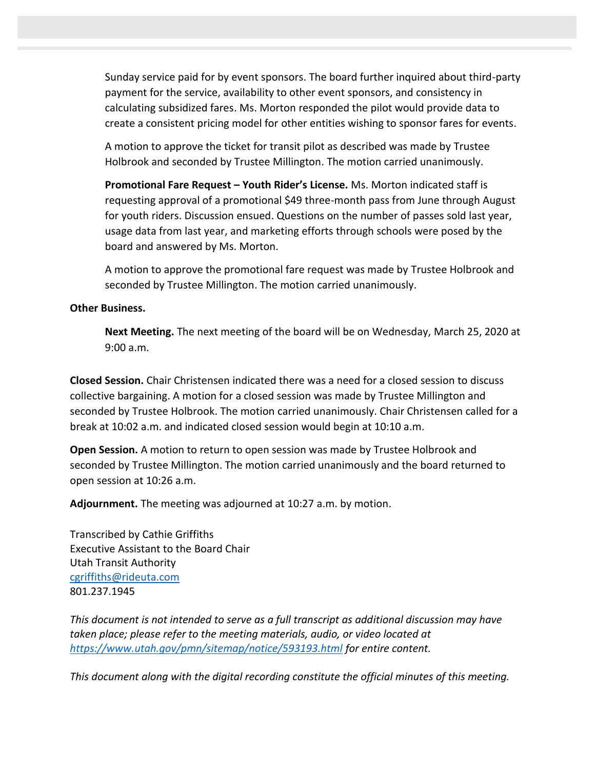Sunday service paid for by event sponsors. The board further inquired about third-party payment for the service, availability to other event sponsors, and consistency in calculating subsidized fares. Ms. Morton responded the pilot would provide data to create a consistent pricing model for other entities wishing to sponsor fares for events.

A motion to approve the ticket for transit pilot as described was made by Trustee Holbrook and seconded by Trustee Millington. The motion carried unanimously.

**Promotional Fare Request – Youth Rider's License.** Ms. Morton indicated staff is requesting approval of a promotional $49 three-month pass from June through August for youth riders. Discussion ensued. Questions on the number of passes sold last year, usage data from last year, and marketing efforts through schools were posed by the board and answered by Ms. Morton.

A motion to approve the promotional fare request was made by Trustee Holbrook and seconded by Trustee Millington. The motion carried unanimously.

**Other Business.**

**Next Meeting.** The next meeting of the board will be on Wednesday, March 25, 2020 at 9:00 a.m.

**Closed Session.** Chair Christensen indicated there was a need for a closed session to discuss collective bargaining. A motion for a closed session was made by Trustee Millington and seconded by Trustee Holbrook. The motion carried unanimously. Chair Christensen called for a break at 10:02 a.m. and indicated closed session would begin at 10:10 a.m.

**Open Session.** A motion to return to open session was made by Trustee Holbrook and seconded by Trustee Millington. The motion carried unanimously and the board returned to open session at 10:26 a.m.

**Adjournment.** The meeting was adjourned at 10:27 a.m. by motion.

Transcribed by Cathie Griffiths
Executive Assistant to the Board Chair
Utah Transit Authority
cgriffiths@rideuta.com
801.237.1945

*This document is not intended to serve as a full transcript as additional discussion may have taken place; please refer to the meeting materials, audio, or video located at https://www.utah.gov/pmn/sitemap/notice/593193.html for entire content.*

*This document along with the digital recording constitute the official minutes of this meeting.*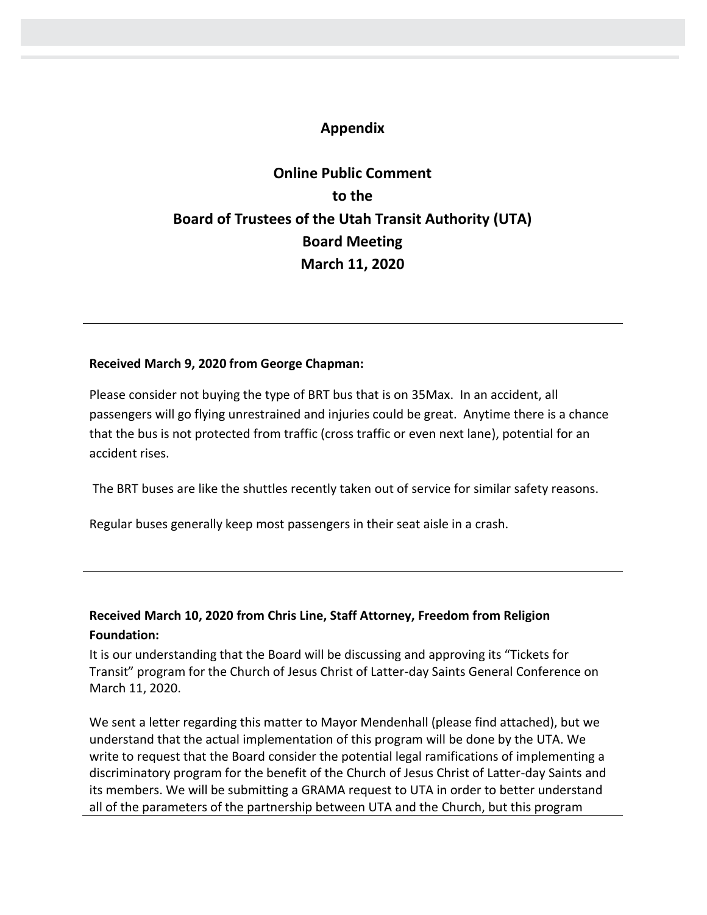## Appendix

## Online Public Comment to the Board of Trustees of the Utah Transit Authority (UTA) Board Meeting March 11, 2020

---

**Received March 9, 2020 from George Chapman:**

Please consider not buying the type of BRT bus that is on 35Max. In an accident, all passengers will go flying unrestrained and injuries could be great. Anytime there is a chance that the bus is not protected from traffic (cross traffic or even next lane), potential for an accident rises.

The BRT buses are like the shuttles recently taken out of service for similar safety reasons.

Regular buses generally keep most passengers in their seat aisle in a crash.

---

**Received March 10, 2020 from Chris Line, Staff Attorney, Freedom from Religion Foundation:**

It is our understanding that the Board will be discussing and approving its "Tickets for Transit" program for the Church of Jesus Christ of Latter-day Saints General Conference on March 11, 2020.

We sent a letter regarding this matter to Mayor Mendenhall (please find attached), but we understand that the actual implementation of this program will be done by the UTA. We write to request that the Board consider the potential legal ramifications of implementing a discriminatory program for the benefit of the Church of Jesus Christ of Latter-day Saints and its members. We will be submitting a GRAMA request to UTA in order to better understand all of the parameters of the partnership between UTA and the Church, but this program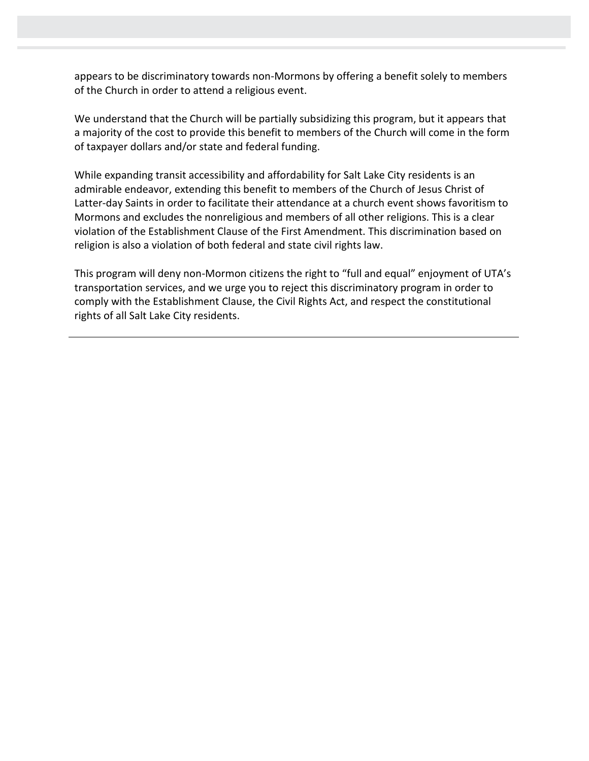appears to be discriminatory towards non-Mormons by offering a benefit solely to members of the Church in order to attend a religious event.

We understand that the Church will be partially subsidizing this program, but it appears that a majority of the cost to provide this benefit to members of the Church will come in the form of taxpayer dollars and/or state and federal funding.

While expanding transit accessibility and affordability for Salt Lake City residents is an admirable endeavor, extending this benefit to members of the Church of Jesus Christ of Latter-day Saints in order to facilitate their attendance at a church event shows favoritism to Mormons and excludes the nonreligious and members of all other religions. This is a clear violation of the Establishment Clause of the First Amendment. This discrimination based on religion is also a violation of both federal and state civil rights law.

This program will deny non-Mormon citizens the right to "full and equal" enjoyment of UTA's transportation services, and we urge you to reject this discriminatory program in order to comply with the Establishment Clause, the Civil Rights Act, and respect the constitutional rights of all Salt Lake City residents.

---